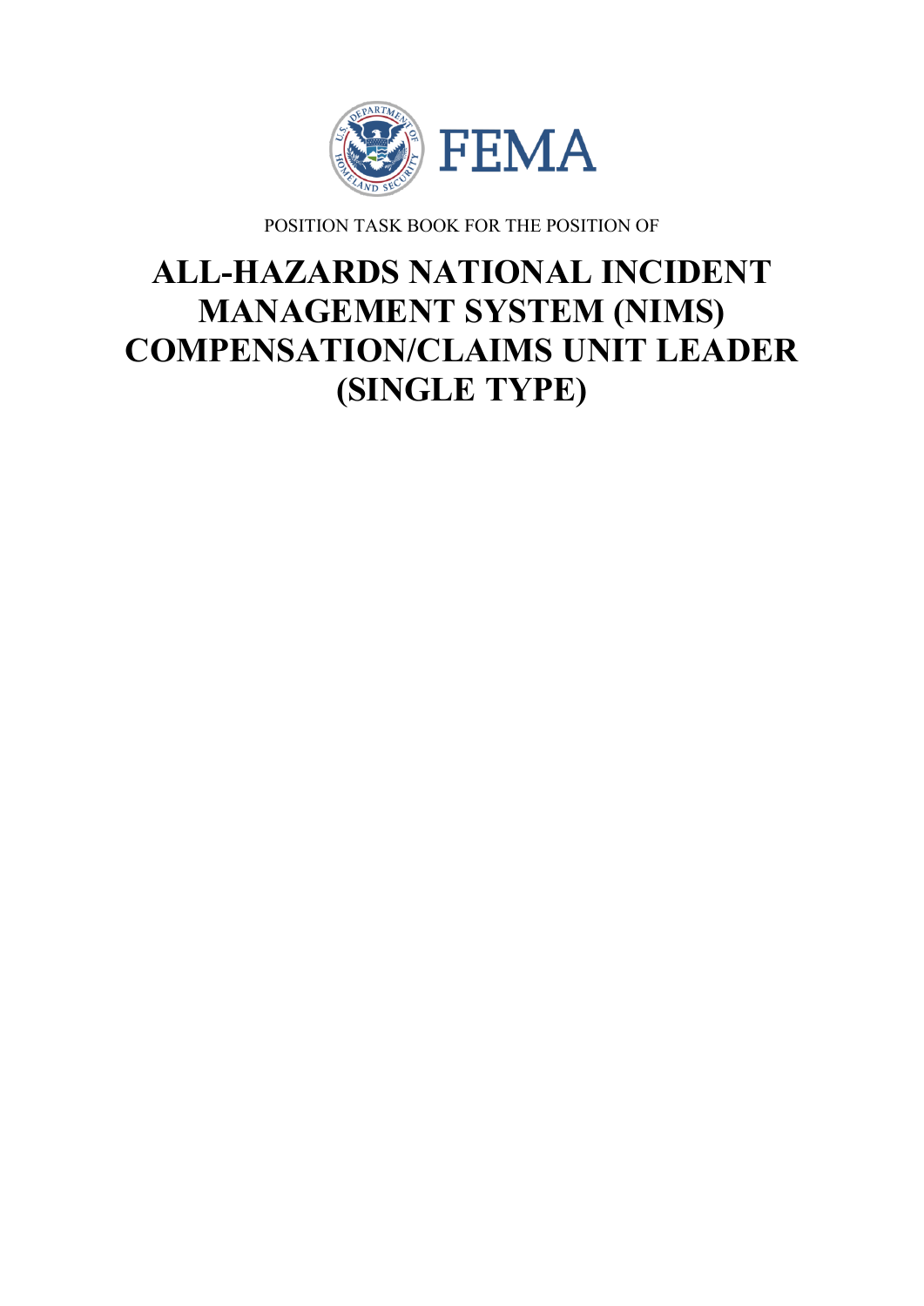POSITION TASK BOOK FOR THE POSITION OF

# ALL-HAZARDS NATIONAL INCIDENT MANAGEMENT SYSTEM (NIMS) COMPENSATION/CLAIMS UNIT LEADER (SINGLE TYPE)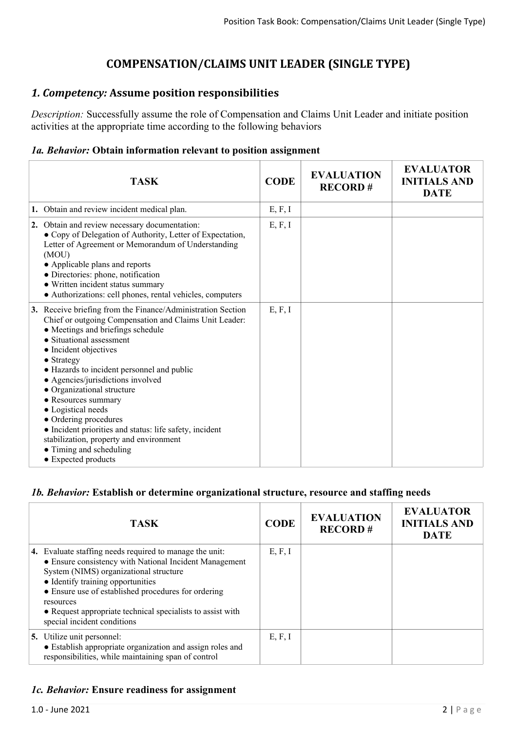# COMPENSATION/CLAIMS UNIT LEADER (SINGLE TYPE)

## *1. Competency:* Assume position responsibilities

*Description:* Successfully assume the role of Compensation and Claims Unit Leader and initiate position activities at the appropriate time according to the following behaviors

### *1a. Behavior:* Obtain information relevant to position assignment

| TASK | CODE | EVALUATION RECORD # | EVALUATOR INITIALS AND DATE |
|---|---|---|---|
| **1.** Obtain and review incident medical plan. | E, F, I | | |
| **2.** Obtain and review necessary documentation:<br>● Copy of Delegation of Authority, Letter of Expectation, Letter of Agreement or Memorandum of Understanding (MOU)<br>● Applicable plans and reports<br>● Directories: phone, notification<br>● Written incident status summary<br>● Authorizations: cell phones, rental vehicles, computers | E, F, I | | |
| **3.** Receive briefing from the Finance/Administration Section Chief or outgoing Compensation and Claims Unit Leader:<br>● Meetings and briefings schedule<br>● Situational assessment<br>● Incident objectives<br>● Strategy<br>● Hazards to incident personnel and public<br>● Agencies/jurisdictions involved<br>● Organizational structure<br>● Resources summary<br>● Logistical needs<br>● Ordering procedures<br>● Incident priorities and status: life safety, incident stabilization, property and environment<br>● Timing and scheduling<br>● Expected products | E, F, I | | |

### *1b. Behavior:* Establish or determine organizational structure, resource and staffing needs

| TASK | CODE | EVALUATION RECORD # | EVALUATOR INITIALS AND DATE |
|---|---|---|---|
| **4.** Evaluate staffing needs required to manage the unit:<br>● Ensure consistency with National Incident Management System (NIMS) organizational structure<br>● Identify training opportunities<br>● Ensure use of established procedures for ordering resources<br>● Request appropriate technical specialists to assist with special incident conditions | E, F, I | | |
| **5.** Utilize unit personnel:<br>● Establish appropriate organization and assign roles and responsibilities, while maintaining span of control | E, F, I | | |

### *1c. Behavior:* Ensure readiness for assignment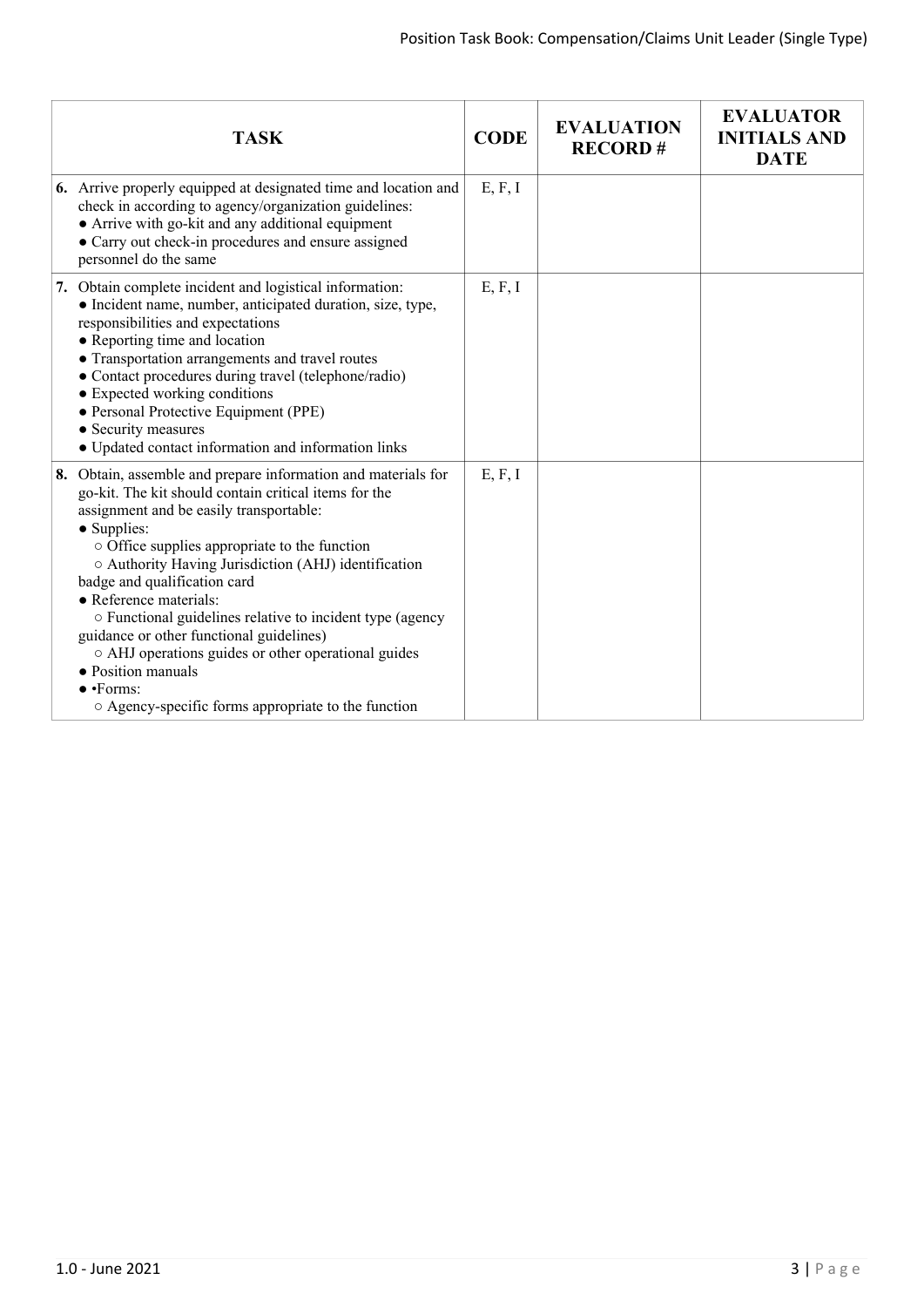| TASK | CODE | EVALUATION RECORD # | EVALUATOR INITIALS AND DATE |
|---|---|---|---|
| **6.** Arrive properly equipped at designated time and location and check in according to agency/organization guidelines:<br>● Arrive with go-kit and any additional equipment<br>● Carry out check-in procedures and ensure assigned personnel do the same | E, F, I | | |
| **7.** Obtain complete incident and logistical information:<br>● Incident name, number, anticipated duration, size, type, responsibilities and expectations<br>● Reporting time and location<br>● Transportation arrangements and travel routes<br>● Contact procedures during travel (telephone/radio)<br>● Expected working conditions<br>● Personal Protective Equipment (PPE)<br>● Security measures<br>● Updated contact information and information links | E, F, I | | |
| **8.** Obtain, assemble and prepare information and materials for go-kit. The kit should contain critical items for the assignment and be easily transportable:<br>● Supplies:<br>○ Office supplies appropriate to the function<br>○ Authority Having Jurisdiction (AHJ) identification badge and qualification card<br>● Reference materials:<br>○ Functional guidelines relative to incident type (agency guidance or other functional guidelines)<br>○ AHJ operations guides or other operational guides<br>● Position manuals<br>● •Forms:<br>○ Agency-specific forms appropriate to the function | E, F, I | | |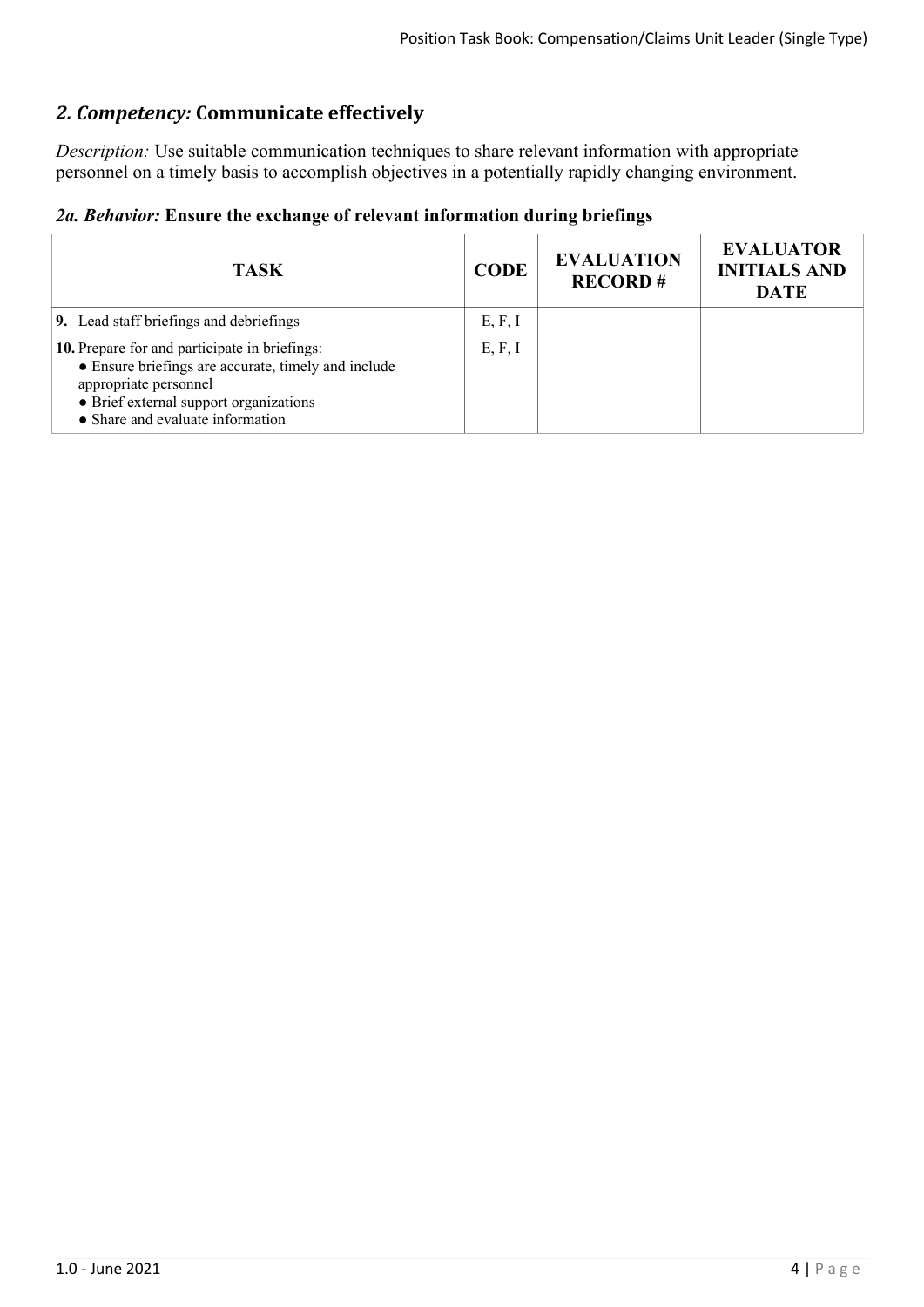## *2. Competency:* Communicate effectively

*Description:* Use suitable communication techniques to share relevant information with appropriate personnel on a timely basis to accomplish objectives in a potentially rapidly changing environment.

### *2a. Behavior:* Ensure the exchange of relevant information during briefings

| TASK | CODE | EVALUATION RECORD # | EVALUATOR INITIALS AND DATE |
|---|---|---|---|
| **9.** Lead staff briefings and debriefings | E, F, I | | |
| **10.** Prepare for and participate in briefings:<br>● Ensure briefings are accurate, timely and include appropriate personnel<br>● Brief external support organizations<br>● Share and evaluate information | E, F, I | | |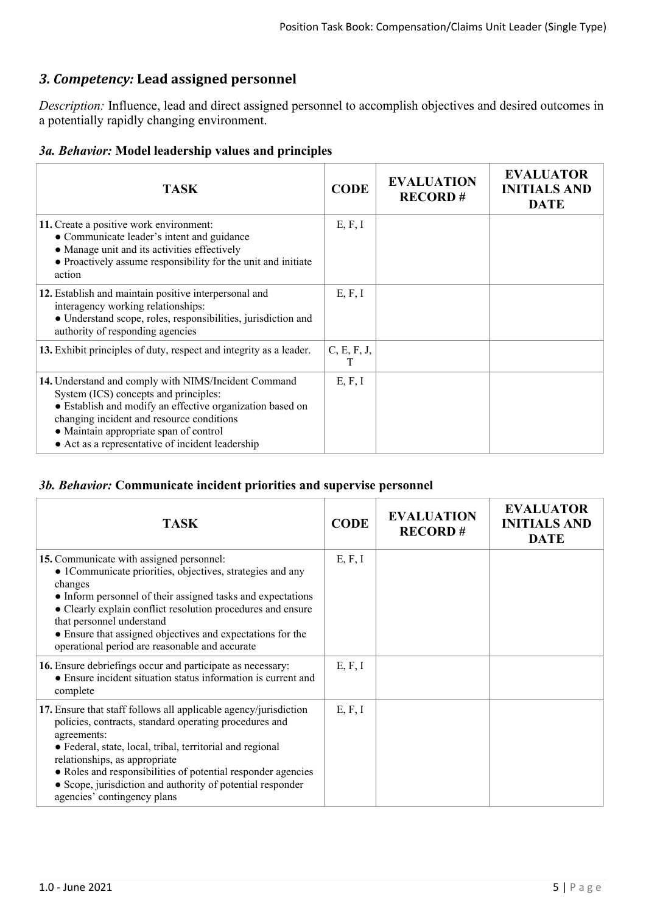## *3. Competency:* Lead assigned personnel

*Description:* Influence, lead and direct assigned personnel to accomplish objectives and desired outcomes in a potentially rapidly changing environment.

### *3a. Behavior:* Model leadership values and principles

| TASK | CODE | EVALUATION RECORD # | EVALUATOR INITIALS AND DATE |
|---|---|---|---|
| **11.** Create a positive work environment:<br>● Communicate leader's intent and guidance<br>● Manage unit and its activities effectively<br>● Proactively assume responsibility for the unit and initiate action | E, F, I | | |
| **12.** Establish and maintain positive interpersonal and interagency working relationships:<br>● Understand scope, roles, responsibilities, jurisdiction and authority of responding agencies | E, F, I | | |
| **13.** Exhibit principles of duty, respect and integrity as a leader. | C, E, F, J, T | | |
| **14.** Understand and comply with NIMS/Incident Command System (ICS) concepts and principles:<br>● Establish and modify an effective organization based on changing incident and resource conditions<br>● Maintain appropriate span of control<br>● Act as a representative of incident leadership | E, F, I | | |

### *3b. Behavior:* Communicate incident priorities and supervise personnel

| TASK | CODE | EVALUATION RECORD # | EVALUATOR INITIALS AND DATE |
|---|---|---|---|
| **15.** Communicate with assigned personnel:<br>● 1Communicate priorities, objectives, strategies and any changes<br>● Inform personnel of their assigned tasks and expectations<br>● Clearly explain conflict resolution procedures and ensure that personnel understand<br>● Ensure that assigned objectives and expectations for the operational period are reasonable and accurate | E, F, I | | |
| **16.** Ensure debriefings occur and participate as necessary:<br>● Ensure incident situation status information is current and complete | E, F, I | | |
| **17.** Ensure that staff follows all applicable agency/jurisdiction policies, contracts, standard operating procedures and agreements:<br>● Federal, state, local, tribal, territorial and regional relationships, as appropriate<br>● Roles and responsibilities of potential responder agencies<br>● Scope, jurisdiction and authority of potential responder agencies' contingency plans | E, F, I | | |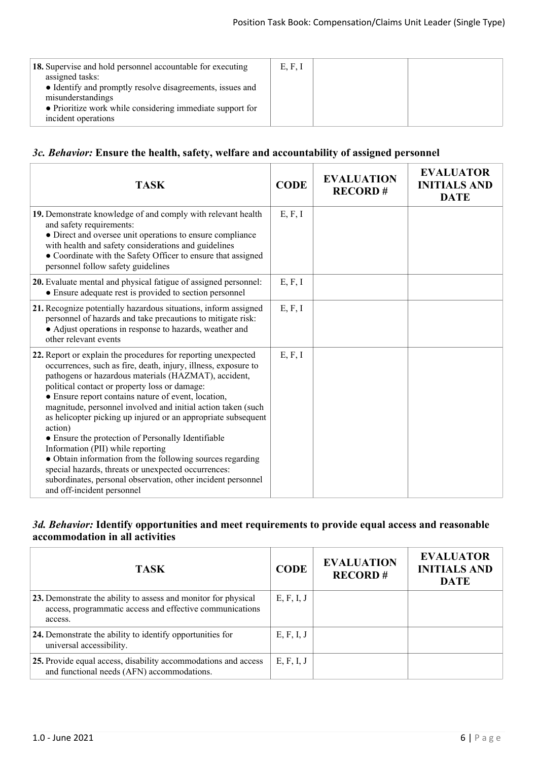| TASK | CODE | EVALUATION RECORD # | EVALUATOR INITIALS AND DATE |
|---|---|---|---|
| **18.** Supervise and hold personnel accountable for executing assigned tasks:<br>● Identify and promptly resolve disagreements, issues and misunderstandings<br>● Prioritize work while considering immediate support for incident operations | E, F, I | | |

### *3c. Behavior:* Ensure the health, safety, welfare and accountability of assigned personnel

| TASK | CODE | EVALUATION RECORD # | EVALUATOR INITIALS AND DATE |
|---|---|---|---|
| **19.** Demonstrate knowledge of and comply with relevant health and safety requirements:<br>● Direct and oversee unit operations to ensure compliance with health and safety considerations and guidelines<br>● Coordinate with the Safety Officer to ensure that assigned personnel follow safety guidelines | E, F, I | | |
| **20.** Evaluate mental and physical fatigue of assigned personnel:<br>● Ensure adequate rest is provided to section personnel | E, F, I | | |
| **21.** Recognize potentially hazardous situations, inform assigned personnel of hazards and take precautions to mitigate risk:<br>● Adjust operations in response to hazards, weather and other relevant events | E, F, I | | |
| **22.** Report or explain the procedures for reporting unexpected occurrences, such as fire, death, injury, illness, exposure to pathogens or hazardous materials (HAZMAT), accident, political contact or property loss or damage:<br>● Ensure report contains nature of event, location, magnitude, personnel involved and initial action taken (such as helicopter picking up injured or an appropriate subsequent action)<br>● Ensure the protection of Personally Identifiable Information (PII) while reporting<br>● Obtain information from the following sources regarding special hazards, threats or unexpected occurrences: subordinates, personal observation, other incident personnel and off-incident personnel | E, F, I | | |

### *3d. Behavior:* Identify opportunities and meet requirements to provide equal access and reasonable accommodation in all activities

| TASK | CODE | EVALUATION RECORD # | EVALUATOR INITIALS AND DATE |
|---|---|---|---|
| **23.** Demonstrate the ability to assess and monitor for physical access, programmatic access and effective communications access. | E, F, I, J | | |
| **24.** Demonstrate the ability to identify opportunities for universal accessibility. | E, F, I, J | | |
| **25.** Provide equal access, disability accommodations and access and functional needs (AFN) accommodations. | E, F, I, J | | |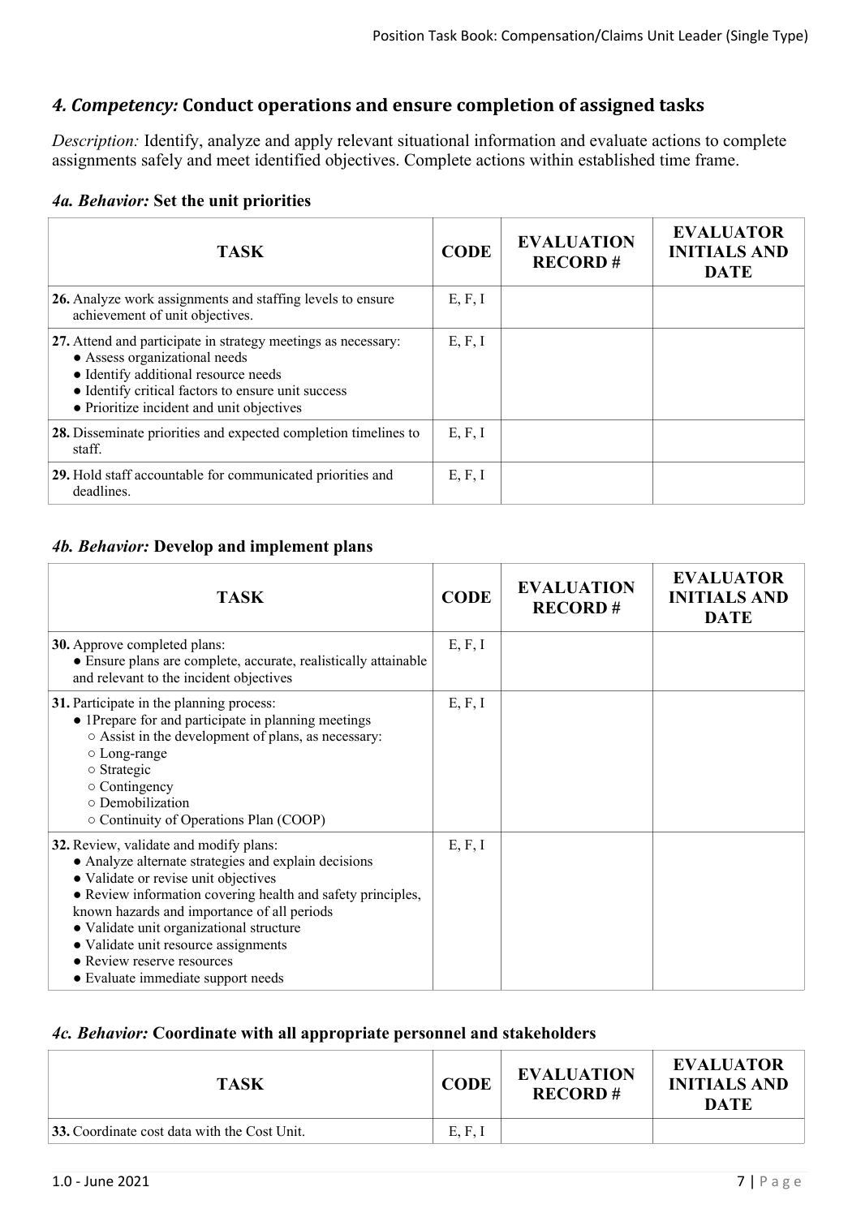## *4. Competency:* Conduct operations and ensure completion of assigned tasks

*Description:* Identify, analyze and apply relevant situational information and evaluate actions to complete assignments safely and meet identified objectives. Complete actions within established time frame.

### *4a. Behavior:* Set the unit priorities

| TASK | CODE | EVALUATION RECORD # | EVALUATOR INITIALS AND DATE |
|---|---|---|---|
| **26.** Analyze work assignments and staffing levels to ensure achievement of unit objectives. | E, F, I | | |
| **27.** Attend and participate in strategy meetings as necessary:<br>● Assess organizational needs<br>● Identify additional resource needs<br>● Identify critical factors to ensure unit success<br>● Prioritize incident and unit objectives | E, F, I | | |
| **28.** Disseminate priorities and expected completion timelines to staff. | E, F, I | | |
| **29.** Hold staff accountable for communicated priorities and deadlines. | E, F, I | | |

### *4b. Behavior:* Develop and implement plans

| TASK | CODE | EVALUATION RECORD # | EVALUATOR INITIALS AND DATE |
|---|---|---|---|
| **30.** Approve completed plans:<br>● Ensure plans are complete, accurate, realistically attainable and relevant to the incident objectives | E, F, I | | |
| **31.** Participate in the planning process:<br>● 1Prepare for and participate in planning meetings<br>○ Assist in the development of plans, as necessary:<br>○ Long-range<br>○ Strategic<br>○ Contingency<br>○ Demobilization<br>○ Continuity of Operations Plan (COOP) | E, F, I | | |
| **32.** Review, validate and modify plans:<br>● Analyze alternate strategies and explain decisions<br>● Validate or revise unit objectives<br>● Review information covering health and safety principles, known hazards and importance of all periods<br>● Validate unit organizational structure<br>● Validate unit resource assignments<br>● Review reserve resources<br>● Evaluate immediate support needs | E, F, I | | |

### *4c. Behavior:* Coordinate with all appropriate personnel and stakeholders

| TASK | CODE | EVALUATION RECORD # | EVALUATOR INITIALS AND DATE |
|---|---|---|---|
| **33.** Coordinate cost data with the Cost Unit. | E, F, I | | |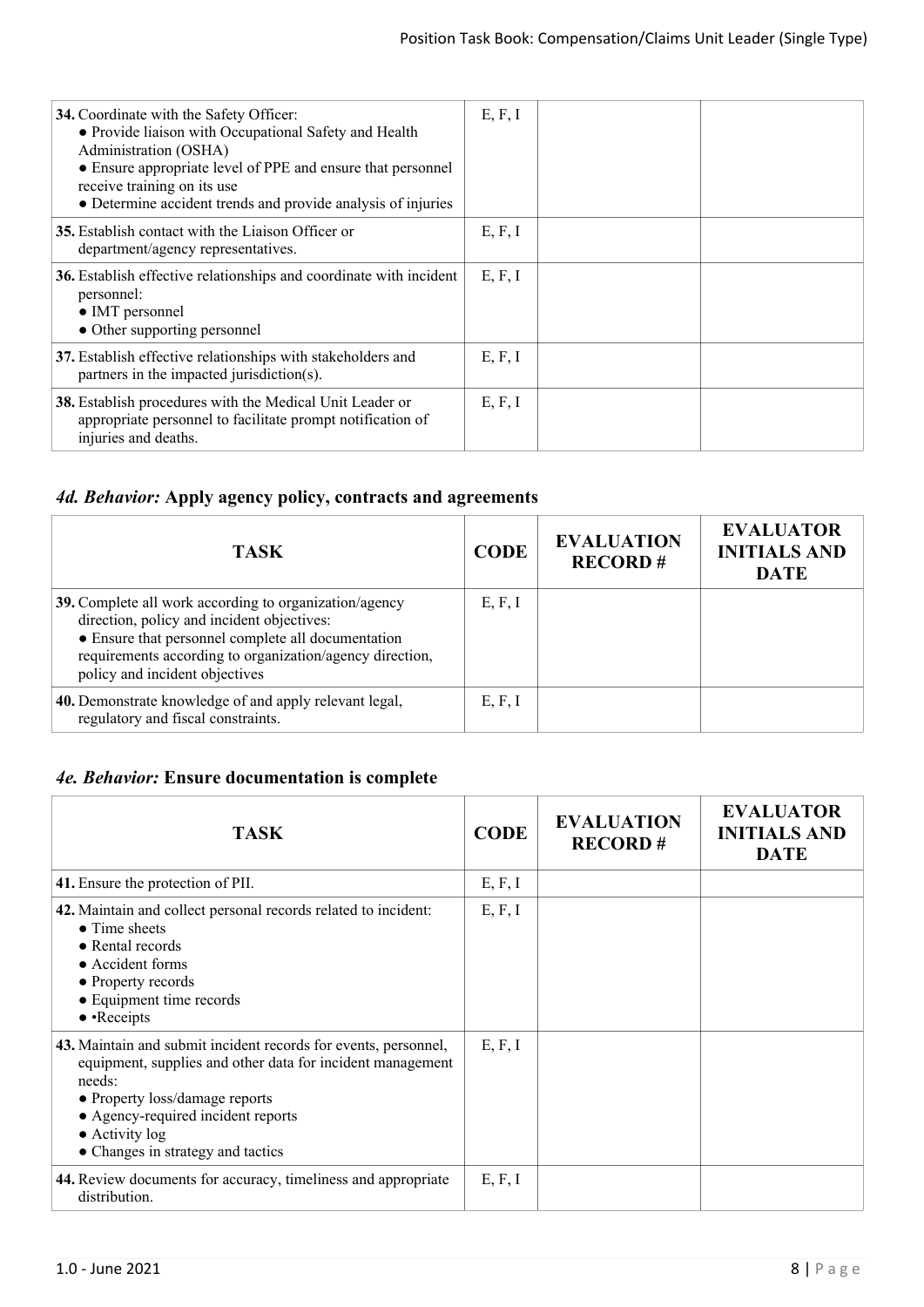| | | | |
|---|---|---|---|
| **34.** Coordinate with the Safety Officer:<br>● Provide liaison with Occupational Safety and Health Administration (OSHA)<br>● Ensure appropriate level of PPE and ensure that personnel receive training on its use<br>● Determine accident trends and provide analysis of injuries | E, F, I | | |
| **35.** Establish contact with the Liaison Officer or department/agency representatives. | E, F, I | | |
| **36.** Establish effective relationships and coordinate with incident personnel:<br>● IMT personnel<br>● Other supporting personnel | E, F, I | | |
| **37.** Establish effective relationships with stakeholders and partners in the impacted jurisdiction(s). | E, F, I | | |
| **38.** Establish procedures with the Medical Unit Leader or appropriate personnel to facilitate prompt notification of injuries and deaths. | E, F, I | | |

### *4d. Behavior:* Apply agency policy, contracts and agreements

| TASK | CODE | EVALUATION RECORD # | EVALUATOR INITIALS AND DATE |
|---|---|---|---|
| **39.** Complete all work according to organization/agency direction, policy and incident objectives:<br>● Ensure that personnel complete all documentation requirements according to organization/agency direction, policy and incident objectives | E, F, I | | |
| **40.** Demonstrate knowledge of and apply relevant legal, regulatory and fiscal constraints. | E, F, I | | |

### *4e. Behavior:* Ensure documentation is complete

| TASK | CODE | EVALUATION RECORD # | EVALUATOR INITIALS AND DATE |
|---|---|---|---|
| **41.** Ensure the protection of PII. | E, F, I | | |
| **42.** Maintain and collect personal records related to incident:<br>● Time sheets<br>● Rental records<br>● Accident forms<br>● Property records<br>● Equipment time records<br>● •Receipts | E, F, I | | |
| **43.** Maintain and submit incident records for events, personnel, equipment, supplies and other data for incident management needs:<br>● Property loss/damage reports<br>● Agency-required incident reports<br>● Activity log<br>● Changes in strategy and tactics | E, F, I | | |
| **44.** Review documents for accuracy, timeliness and appropriate distribution. | E, F, I | | |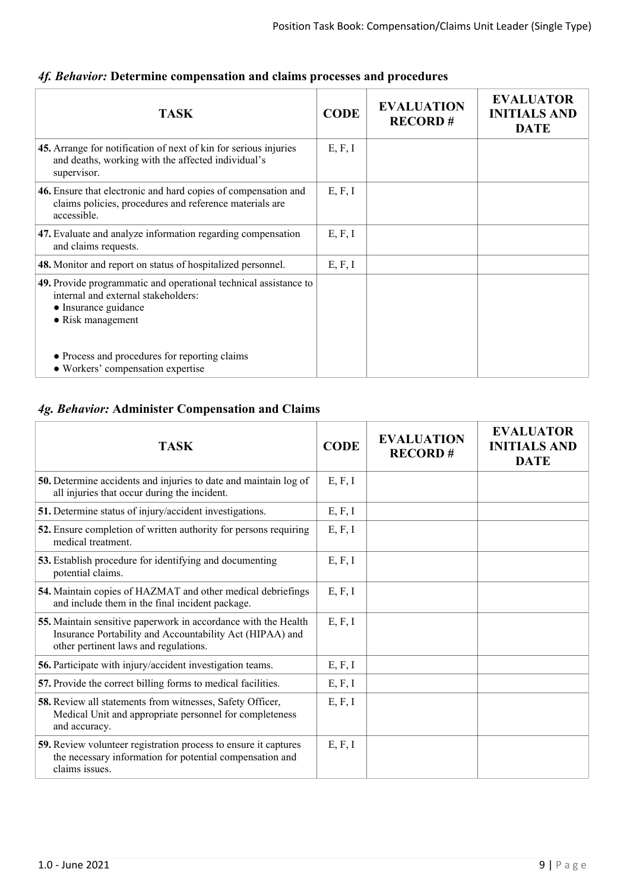### *4f. Behavior:* Determine compensation and claims processes and procedures

| TASK | CODE | EVALUATION RECORD # | EVALUATOR INITIALS AND DATE |
|---|---|---|---|
| **45.** Arrange for notification of next of kin for serious injuries and deaths, working with the affected individual's supervisor. | E, F, I | | |
| **46.** Ensure that electronic and hard copies of compensation and claims policies, procedures and reference materials are accessible. | E, F, I | | |
| **47.** Evaluate and analyze information regarding compensation and claims requests. | E, F, I | | |
| **48.** Monitor and report on status of hospitalized personnel. | E, F, I | | |
| **49.** Provide programmatic and operational technical assistance to internal and external stakeholders: ● Insurance guidance ● Risk management ● Process and procedures for reporting claims ● Workers' compensation expertise | | | |

### *4g. Behavior:* Administer Compensation and Claims

| TASK | CODE | EVALUATION RECORD # | EVALUATOR INITIALS AND DATE |
|---|---|---|---|
| **50.** Determine accidents and injuries to date and maintain log of all injuries that occur during the incident. | E, F, I | | |
| **51.** Determine status of injury/accident investigations. | E, F, I | | |
| **52.** Ensure completion of written authority for persons requiring medical treatment. | E, F, I | | |
| **53.** Establish procedure for identifying and documenting potential claims. | E, F, I | | |
| **54.** Maintain copies of HAZMAT and other medical debriefings and include them in the final incident package. | E, F, I | | |
| **55.** Maintain sensitive paperwork in accordance with the Health Insurance Portability and Accountability Act (HIPAA) and other pertinent laws and regulations. | E, F, I | | |
| **56.** Participate with injury/accident investigation teams. | E, F, I | | |
| **57.** Provide the correct billing forms to medical facilities. | E, F, I | | |
| **58.** Review all statements from witnesses, Safety Officer, Medical Unit and appropriate personnel for completeness and accuracy. | E, F, I | | |
| **59.** Review volunteer registration process to ensure it captures the necessary information for potential compensation and claims issues. | E, F, I | | |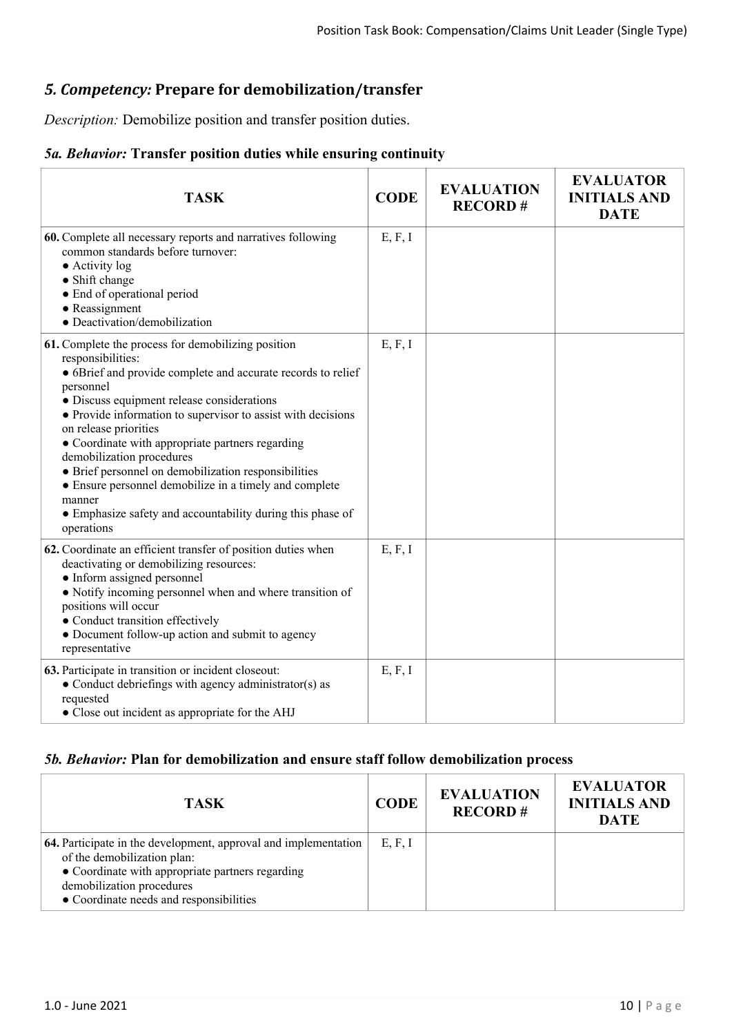## *5. Competency:* Prepare for demobilization/transfer

*Description:* Demobilize position and transfer position duties.

### *5a. Behavior:* Transfer position duties while ensuring continuity

| TASK | CODE | EVALUATION RECORD # | EVALUATOR INITIALS AND DATE |
|---|---|---|---|
| **60.** Complete all necessary reports and narratives following common standards before turnover:<br>● Activity log<br>● Shift change<br>● End of operational period<br>● Reassignment<br>● Deactivation/demobilization | E, F, I | | |
| **61.** Complete the process for demobilizing position responsibilities:<br>● 6Brief and provide complete and accurate records to relief personnel<br>● Discuss equipment release considerations<br>● Provide information to supervisor to assist with decisions on release priorities<br>● Coordinate with appropriate partners regarding demobilization procedures<br>● Brief personnel on demobilization responsibilities<br>● Ensure personnel demobilize in a timely and complete manner<br>● Emphasize safety and accountability during this phase of operations | E, F, I | | |
| **62.** Coordinate an efficient transfer of position duties when deactivating or demobilizing resources:<br>● Inform assigned personnel<br>● Notify incoming personnel when and where transition of positions will occur<br>● Conduct transition effectively<br>● Document follow-up action and submit to agency representative | E, F, I | | |
| **63.** Participate in transition or incident closeout:<br>● Conduct debriefings with agency administrator(s) as requested<br>● Close out incident as appropriate for the AHJ | E, F, I | | |

### *5b. Behavior:* Plan for demobilization and ensure staff follow demobilization process

| TASK | CODE | EVALUATION RECORD # | EVALUATOR INITIALS AND DATE |
|---|---|---|---|
| **64.** Participate in the development, approval and implementation of the demobilization plan:<br>● Coordinate with appropriate partners regarding demobilization procedures<br>● Coordinate needs and responsibilities | E, F, I | | |